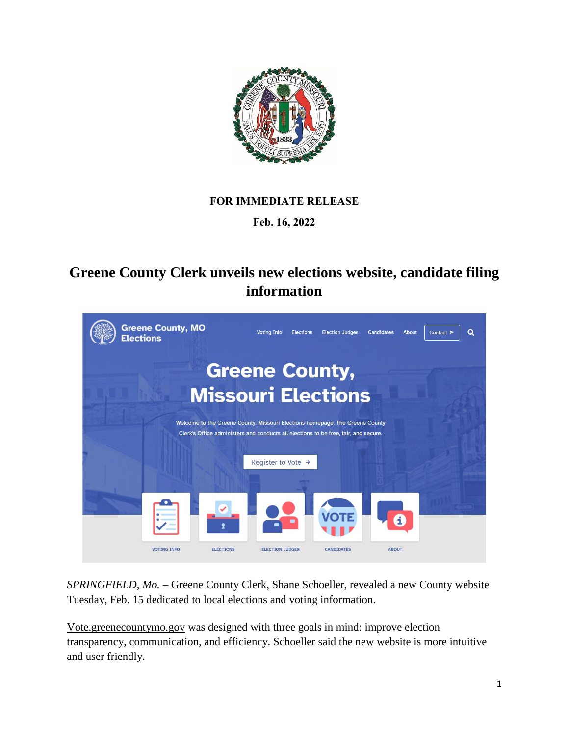**FOR IMMEDIATE RELEASE**

**Feb. 16, 2022**

# Greene County Clerk unveils new elections website, candidate filing information

*SPRINGFIELD, Mo.* – Greene County Clerk, Shane Schoeller, revealed a new County website Tuesday, Feb. 15 dedicated to local elections and voting information.

Vote.greenecountymo.gov was designed with three goals in mind: improve election transparency, communication, and efficiency. Schoeller said the new website is more intuitive and user friendly.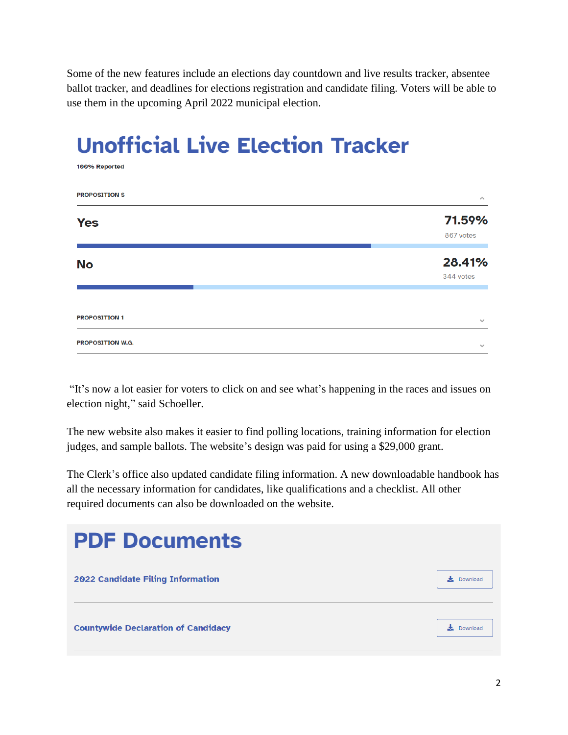Some of the new features include an elections day countdown and live results tracker, absentee ballot tracker, and deadlines for elections registration and candidate filing. Voters will be able to use them in the upcoming April 2022 municipal election.

## Unofficial Live Election Tracker

100% Reported

**PROPOSITION S**

| | | |
|---|---|---|
| Yes | 71.59% | 867 votes |
| No | 28.41% | 344 votes |

**PROPOSITION 1**

**PROPOSITION W.G.**

"It's now a lot easier for voters to click on and see what's happening in the races and issues on election night," said Schoeller.

The new website also makes it easier to find polling locations, training information for election judges, and sample ballots. The website's design was paid for using a $29,000 grant.

The Clerk's office also updated candidate filing information. A new downloadable handbook has all the necessary information for candidates, like qualifications and a checklist. All other required documents can also be downloaded on the website.

## PDF Documents

2022 Candidate Filing Information — Download

Countywide Declaration of Candidacy — Download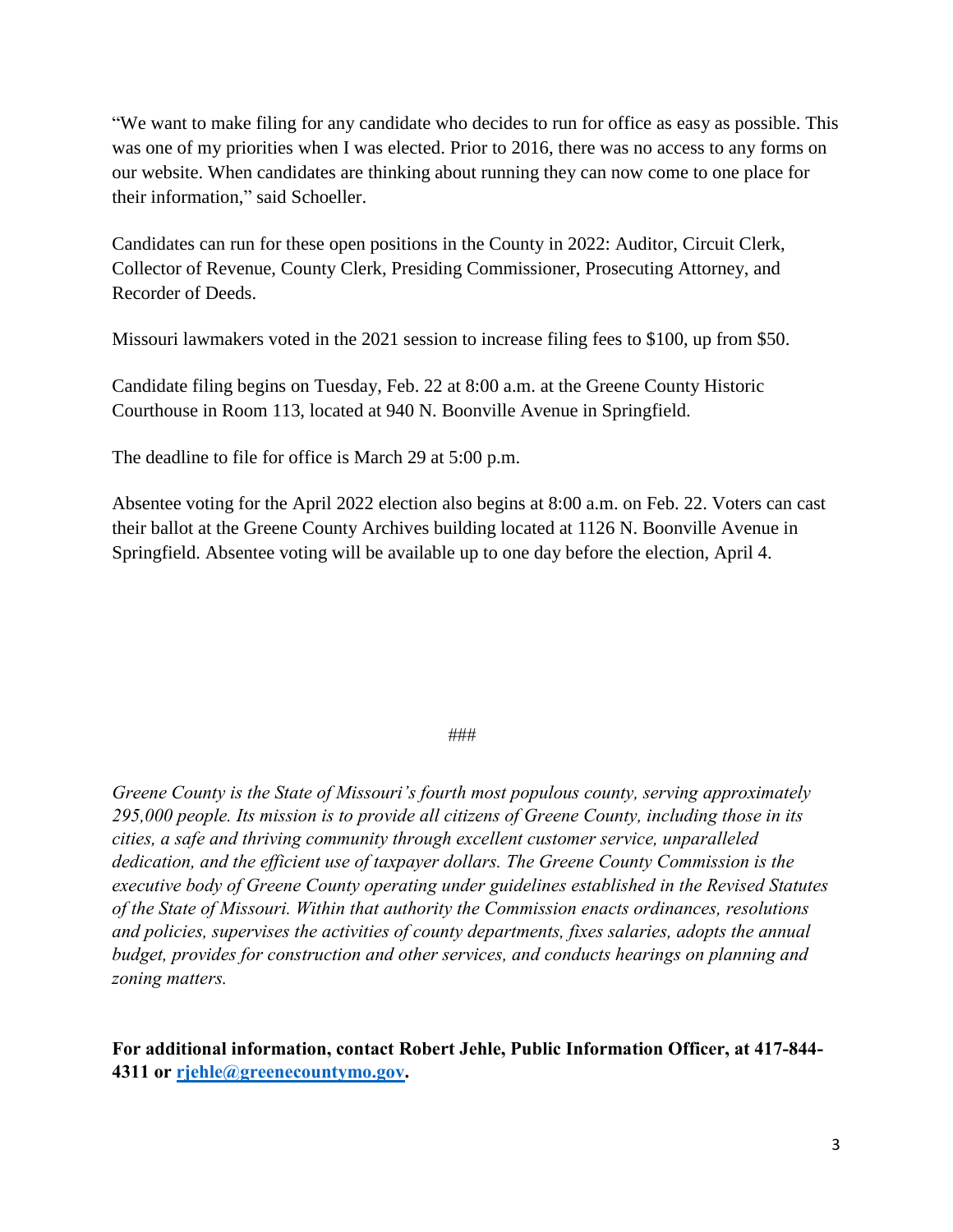"We want to make filing for any candidate who decides to run for office as easy as possible. This was one of my priorities when I was elected. Prior to 2016, there was no access to any forms on our website. When candidates are thinking about running they can now come to one place for their information," said Schoeller.

Candidates can run for these open positions in the County in 2022: Auditor, Circuit Clerk, Collector of Revenue, County Clerk, Presiding Commissioner, Prosecuting Attorney, and Recorder of Deeds.

Missouri lawmakers voted in the 2021 session to increase filing fees to $100, up from $50.

Candidate filing begins on Tuesday, Feb. 22 at 8:00 a.m. at the Greene County Historic Courthouse in Room 113, located at 940 N. Boonville Avenue in Springfield.

The deadline to file for office is March 29 at 5:00 p.m.

Absentee voting for the April 2022 election also begins at 8:00 a.m. on Feb. 22. Voters can cast their ballot at the Greene County Archives building located at 1126 N. Boonville Avenue in Springfield. Absentee voting will be available up to one day before the election, April 4.

###

*Greene County is the State of Missouri's fourth most populous county, serving approximately 295,000 people. Its mission is to provide all citizens of Greene County, including those in its cities, a safe and thriving community through excellent customer service, unparalleled dedication, and the efficient use of taxpayer dollars. The Greene County Commission is the executive body of Greene County operating under guidelines established in the Revised Statutes of the State of Missouri. Within that authority the Commission enacts ordinances, resolutions and policies, supervises the activities of county departments, fixes salaries, adopts the annual budget, provides for construction and other services, and conducts hearings on planning and zoning matters.*

**For additional information, contact Robert Jehle, Public Information Officer, at 417-844-4311 or [rjehle@greenecountymo.gov](mailto:rjehle@greenecountymo.gov).**